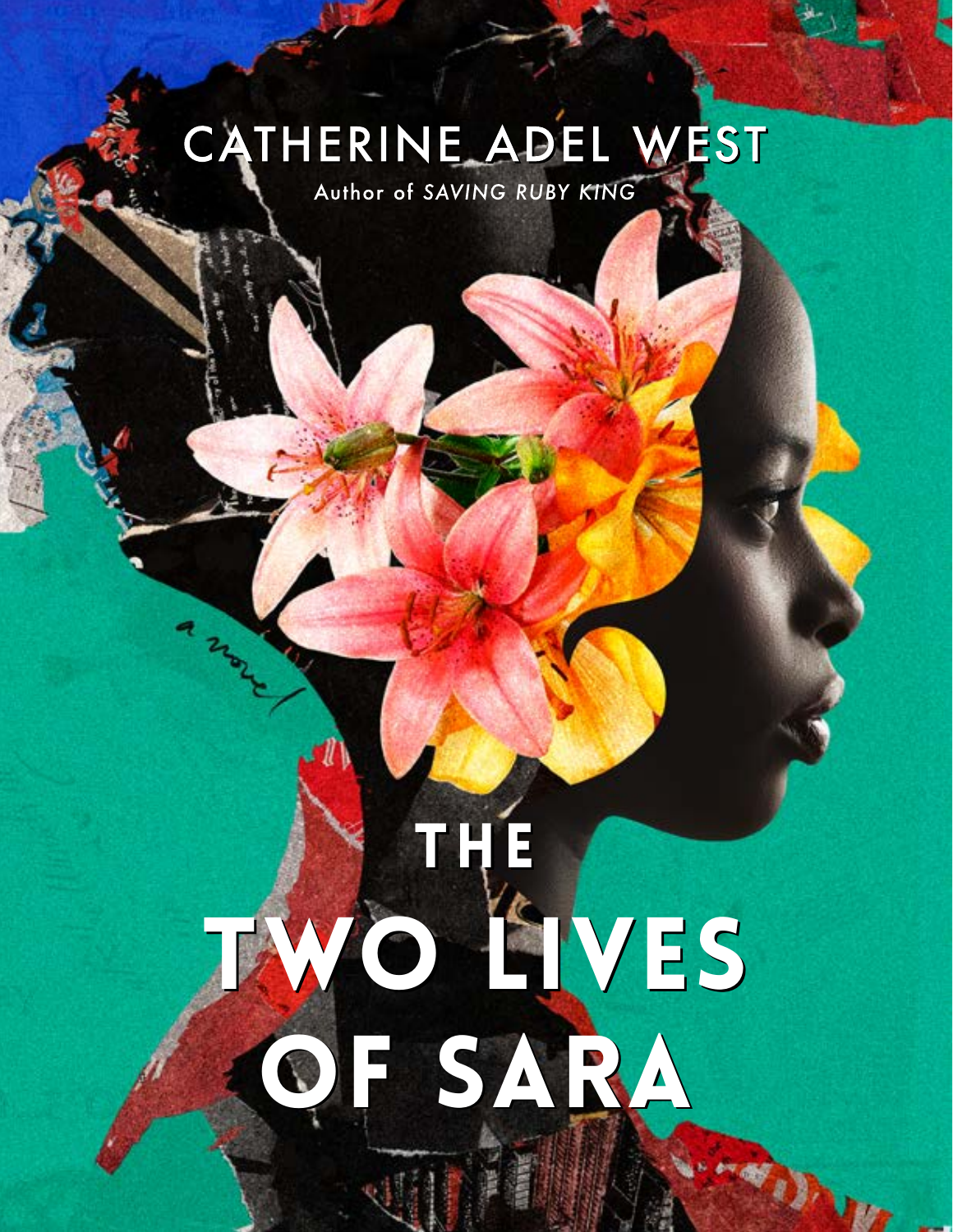# CATHERINE ADEL WEST

Author of *SAVING RUBY KING*

*a novel*

# THE TWO LIVES OF SARA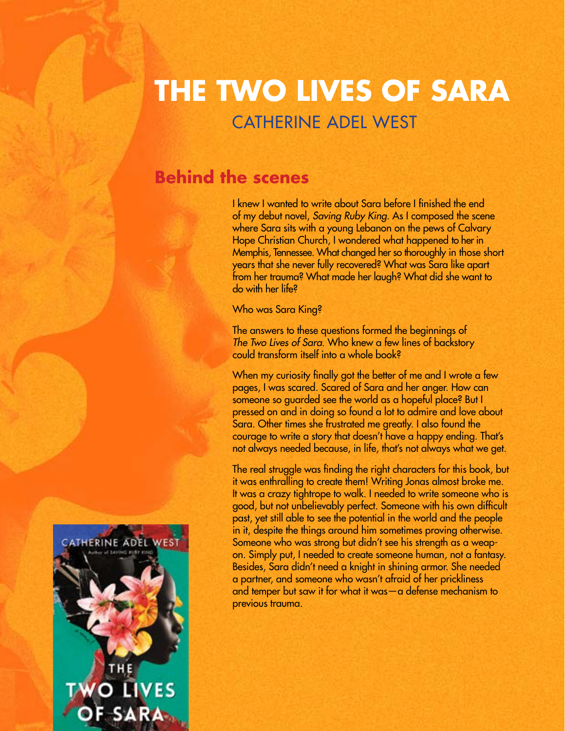# THE TWO LIVES OF SARA

## CATHERINE ADEL WEST

## Behind the scenes

I knew I wanted to write about Sara before I finished the end of my debut novel, *Saving Ruby King*. As I composed the scene where Sara sits with a young Lebanon on the pews of Calvary Hope Christian Church, I wondered what happened to her in Memphis, Tennessee. What changed her so thoroughly in those short years that she never fully recovered? What was Sara like apart from her trauma? What made her laugh? What did she want to do with her life?

Who was Sara King?

The answers to these questions formed the beginnings of *The Two Lives of Sara*. Who knew a few lines of backstory could transform itself into a whole book?

When my curiosity finally got the better of me and I wrote a few pages, I was scared. Scared of Sara and her anger. How can someone so guarded see the world as a hopeful place? But I pressed on and in doing so found a lot to admire and love about Sara. Other times she frustrated me greatly. I also found the courage to write a story that doesn't have a happy ending. That's not always needed because, in life, that's not always what we get.

The real struggle was finding the right characters for this book, but it was enthralling to create them! Writing Jonas almost broke me. It was a crazy tightrope to walk. I needed to write someone who is good, but not unbelievably perfect. Someone with his own difficult past, yet still able to see the potential in the world and the people in it, despite the things around him sometimes proving otherwise. Someone who was strong but didn't see his strength as a weapon. Simply put, I needed to create someone human, not a fantasy. Besides, Sara didn't need a knight in shining armor. She needed a partner, and someone who wasn't afraid of her prickliness and temper but saw it for what it was—a defense mechanism to previous trauma.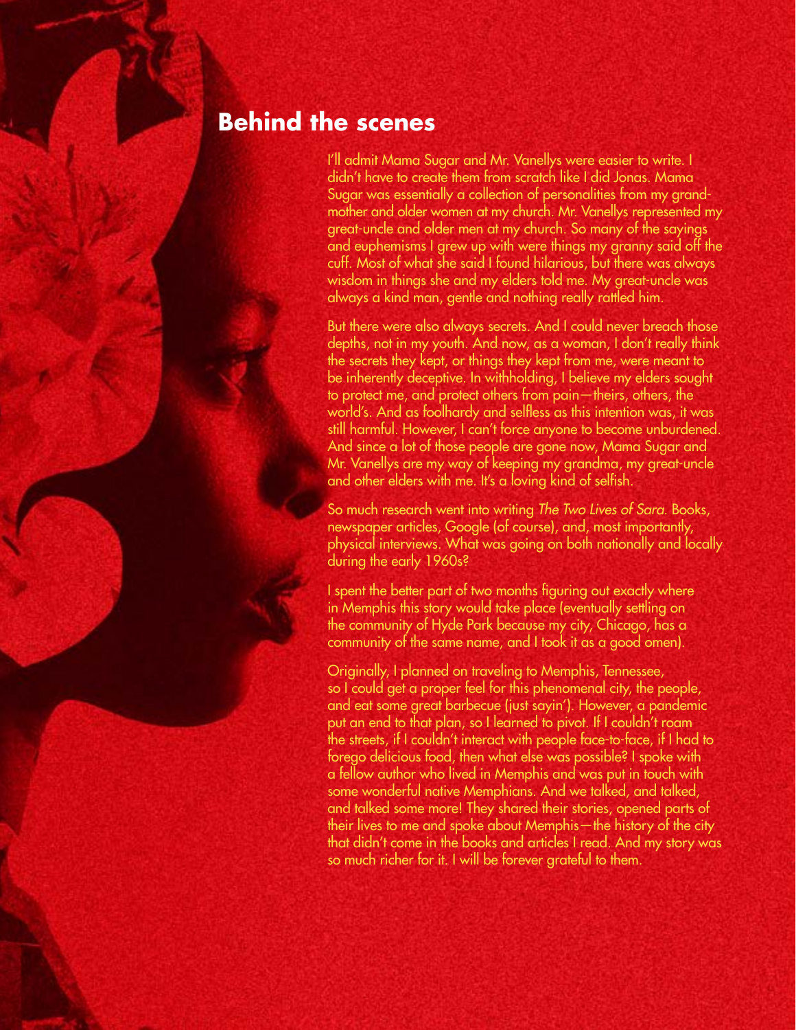## Behind the scenes

I'll admit Mama Sugar and Mr. Vanellys were easier to write. I didn't have to create them from scratch like I did Jonas. Mama Sugar was essentially a collection of personalities from my grandmother and older women at my church. Mr. Vanellys represented my great-uncle and older men at my church. So many of the sayings and euphemisms I grew up with were things my granny said off the cuff. Most of what she said I found hilarious, but there was always wisdom in things she and my elders told me. My great-uncle was always a kind man, gentle and nothing really rattled him.

But there were also always secrets. And I could never breach those depths, not in my youth. And now, as a woman, I don't really think the secrets they kept, or things they kept from me, were meant to be inherently deceptive. In withholding, I believe my elders sought to protect me, and protect others from pain—theirs, others, the world's. And as foolhardy and selfless as this intention was, it was still harmful. However, I can't force anyone to become unburdened. And since a lot of those people are gone now, Mama Sugar and Mr. Vanellys are my way of keeping my grandma, my great-uncle and other elders with me. It's a loving kind of selfish.

So much research went into writing *The Two Lives of Sara.* Books, newspaper articles, Google (of course), and, most importantly, physical interviews. What was going on both nationally and locally during the early 1960s?

I spent the better part of two months figuring out exactly where in Memphis this story would take place (eventually settling on the community of Hyde Park because my city, Chicago, has a community of the same name, and I took it as a good omen).

Originally, I planned on traveling to Memphis, Tennessee, so I could get a proper feel for this phenomenal city, the people, and eat some great barbecue (just sayin'). However, a pandemic put an end to that plan, so I learned to pivot. If I couldn't roam the streets, if I couldn't interact with people face-to-face, if I had to forego delicious food, then what else was possible? I spoke with a fellow author who lived in Memphis and was put in touch with some wonderful native Memphians. And we talked, and talked, and talked some more! They shared their stories, opened parts of their lives to me and spoke about Memphis—the history of the city that didn't come in the books and articles I read. And my story was so much richer for it. I will be forever grateful to them.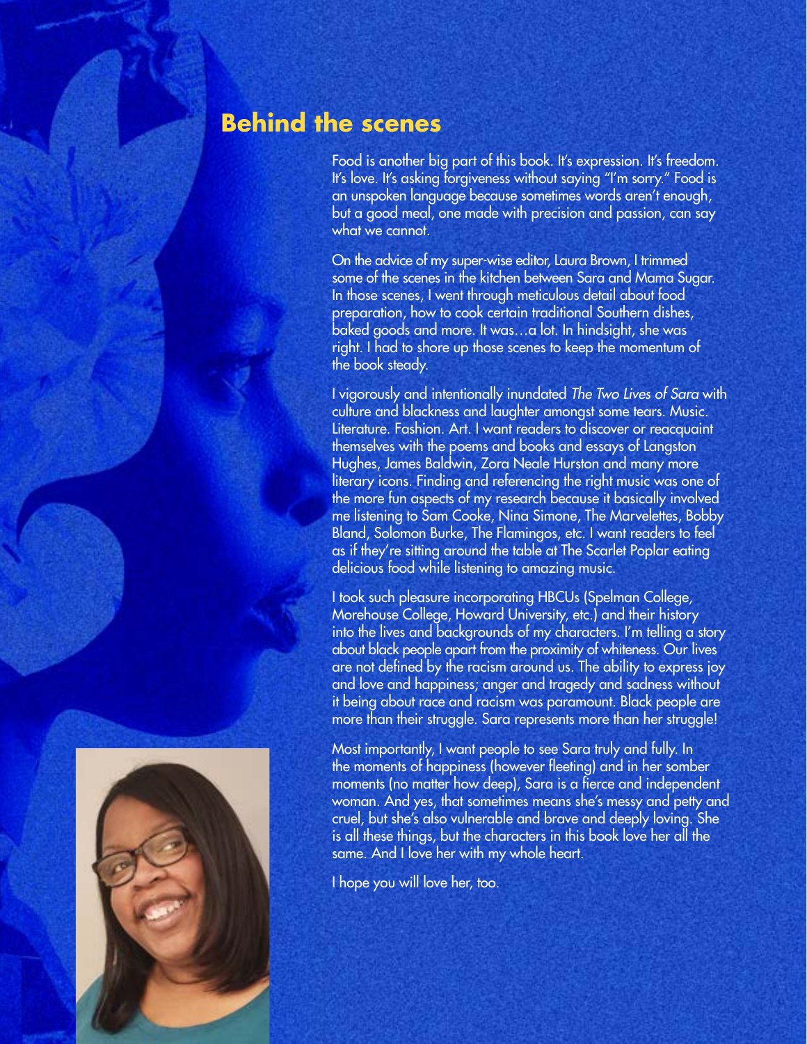## Behind the scenes

Food is another big part of this book. It's expression. It's freedom. It's love. It's asking forgiveness without saying "I'm sorry." Food is an unspoken language because sometimes words aren't enough, but a good meal, one made with precision and passion, can say what we cannot.

On the advice of my super-wise editor, Laura Brown, I trimmed some of the scenes in the kitchen between Sara and Mama Sugar. In those scenes, I went through meticulous detail about food preparation, how to cook certain traditional Southern dishes, baked goods and more. It was…a lot. In hindsight, she was right. I had to shore up those scenes to keep the momentum of the book steady.

I vigorously and intentionally inundated *The Two Lives of Sara* with culture and blackness and laughter amongst some tears. Music. Literature. Fashion. Art. I want readers to discover or reacquaint themselves with the poems and books and essays of Langston Hughes, James Baldwin, Zora Neale Hurston and many more literary icons. Finding and referencing the right music was one of the more fun aspects of my research because it basically involved me listening to Sam Cooke, Nina Simone, The Marvelettes, Bobby Bland, Solomon Burke, The Flamingos, etc. I want readers to feel as if they're sitting around the table at The Scarlet Poplar eating delicious food while listening to amazing music.

I took such pleasure incorporating HBCUs (Spelman College, Morehouse College, Howard University, etc.) and their history into the lives and backgrounds of my characters. I'm telling a story about black people apart from the proximity of whiteness. Our lives are not defined by the racism around us. The ability to express joy and love and happiness; anger and tragedy and sadness without it being about race and racism was paramount. Black people are more than their struggle. Sara represents more than her struggle!

Most importantly, I want people to see Sara truly and fully. In the moments of happiness (however fleeting) and in her somber moments (no matter how deep), Sara is a fierce and independent woman. And yes, that sometimes means she's messy and petty and cruel, but she's also vulnerable and brave and deeply loving. She is all these things, but the characters in this book love her all the same. And I love her with my whole heart.

I hope you will love her, too.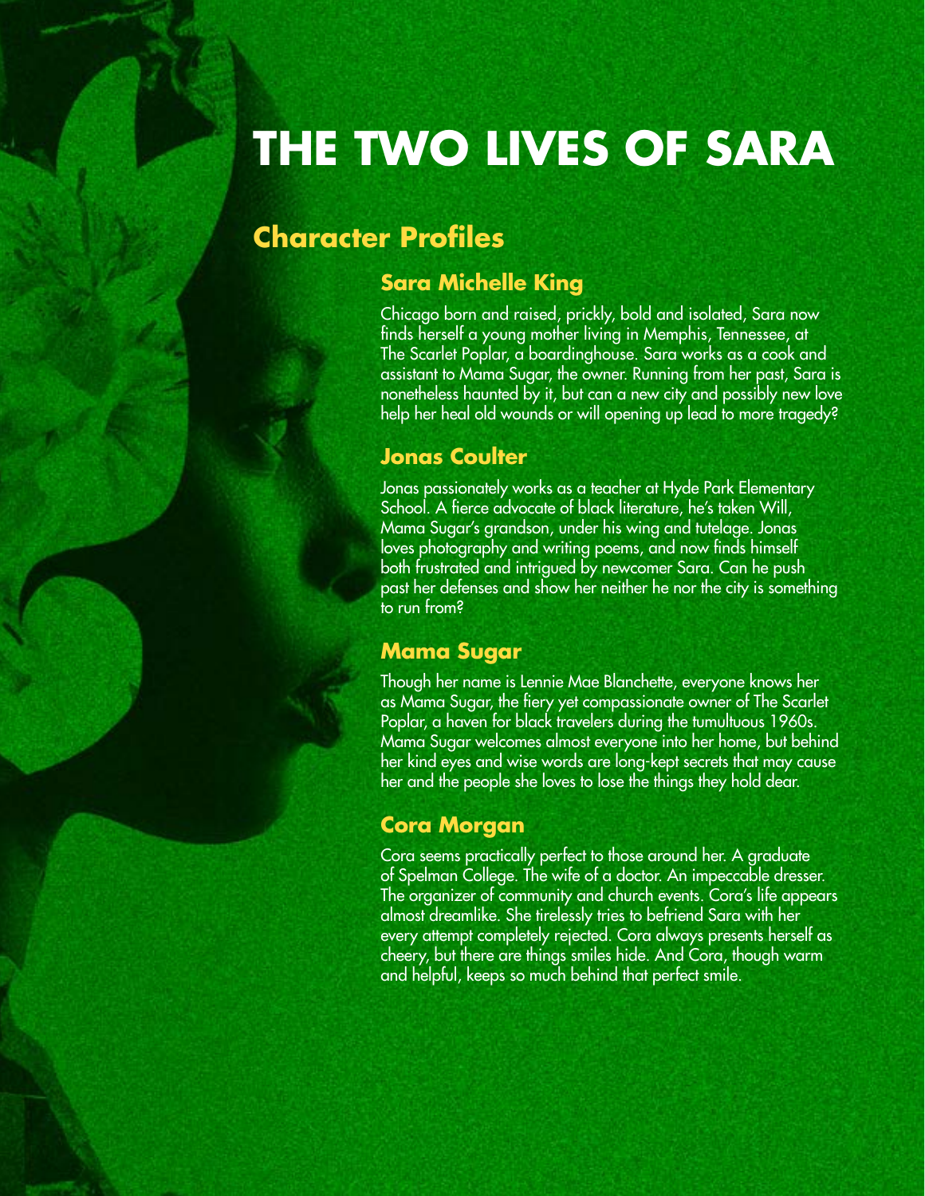# THE TWO LIVES OF SARA

## Character Profiles

### Sara Michelle King

Chicago born and raised, prickly, bold and isolated, Sara now finds herself a young mother living in Memphis, Tennessee, at The Scarlet Poplar, a boardinghouse. Sara works as a cook and assistant to Mama Sugar, the owner. Running from her past, Sara is nonetheless haunted by it, but can a new city and possibly new love help her heal old wounds or will opening up lead to more tragedy?

### Jonas Coulter

Jonas passionately works as a teacher at Hyde Park Elementary School. A fierce advocate of black literature, he's taken Will, Mama Sugar's grandson, under his wing and tutelage. Jonas loves photography and writing poems, and now finds himself both frustrated and intrigued by newcomer Sara. Can he push past her defenses and show her neither he nor the city is something to run from?

### Mama Sugar

Though her name is Lennie Mae Blanchette, everyone knows her as Mama Sugar, the fiery yet compassionate owner of The Scarlet Poplar, a haven for black travelers during the tumultuous 1960s. Mama Sugar welcomes almost everyone into her home, but behind her kind eyes and wise words are long-kept secrets that may cause her and the people she loves to lose the things they hold dear.

### Cora Morgan

Cora seems practically perfect to those around her. A graduate of Spelman College. The wife of a doctor. An impeccable dresser. The organizer of community and church events. Cora's life appears almost dreamlike. She tirelessly tries to befriend Sara with her every attempt completely rejected. Cora always presents herself as cheery, but there are things smiles hide. And Cora, though warm and helpful, keeps so much behind that perfect smile.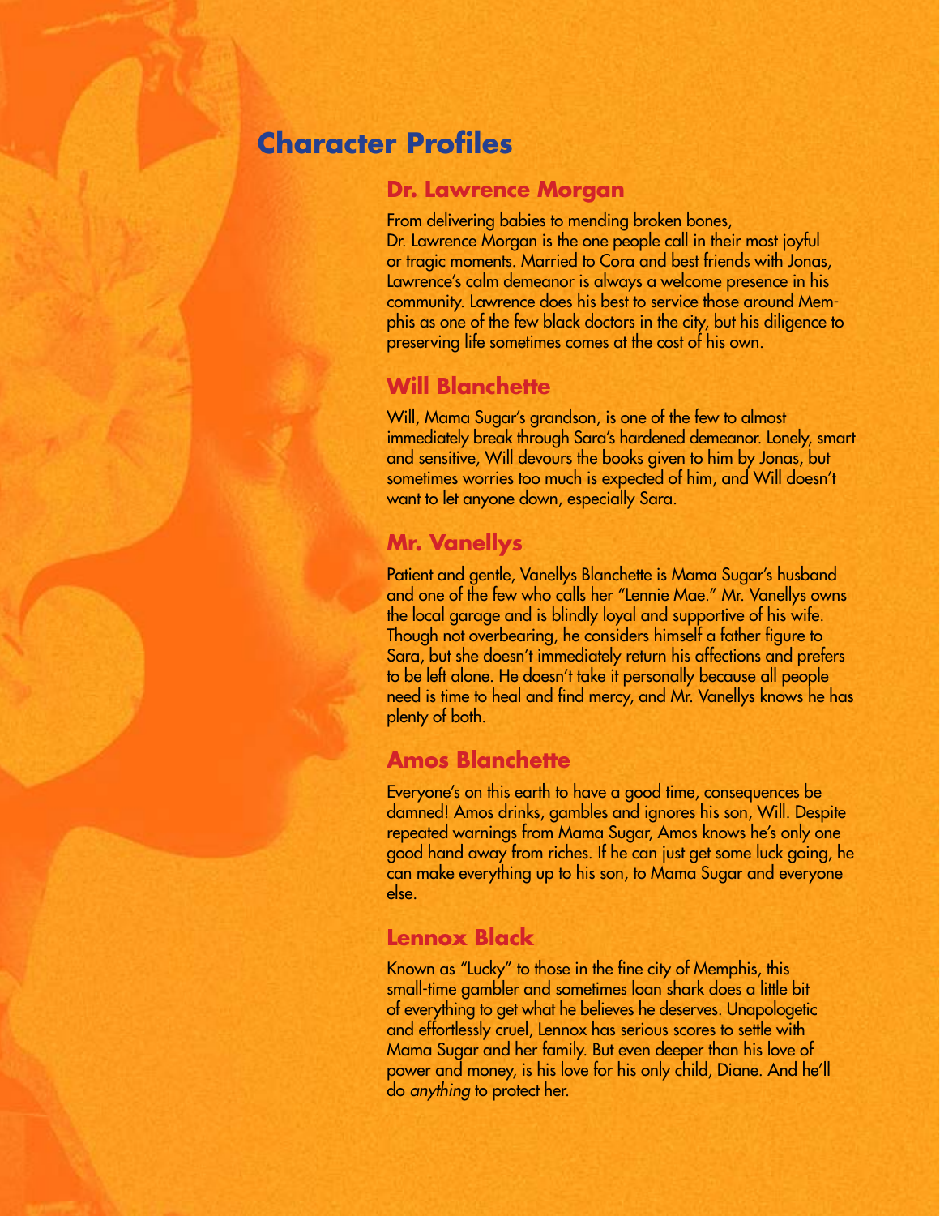# Character Profiles

## Dr. Lawrence Morgan

From delivering babies to mending broken bones, Dr. Lawrence Morgan is the one people call in their most joyful or tragic moments. Married to Cora and best friends with Jonas, Lawrence's calm demeanor is always a welcome presence in his community. Lawrence does his best to service those around Memphis as one of the few black doctors in the city, but his diligence to preserving life sometimes comes at the cost of his own.

## Will Blanchette

Will, Mama Sugar's grandson, is one of the few to almost immediately break through Sara's hardened demeanor. Lonely, smart and sensitive, Will devours the books given to him by Jonas, but sometimes worries too much is expected of him, and Will doesn't want to let anyone down, especially Sara.

## Mr. Vanellys

Patient and gentle, Vanellys Blanchette is Mama Sugar's husband and one of the few who calls her "Lennie Mae." Mr. Vanellys owns the local garage and is blindly loyal and supportive of his wife. Though not overbearing, he considers himself a father figure to Sara, but she doesn't immediately return his affections and prefers to be left alone. He doesn't take it personally because all people need is time to heal and find mercy, and Mr. Vanellys knows he has plenty of both.

## Amos Blanchette

Everyone's on this earth to have a good time, consequences be damned! Amos drinks, gambles and ignores his son, Will. Despite repeated warnings from Mama Sugar, Amos knows he's only one good hand away from riches. If he can just get some luck going, he can make everything up to his son, to Mama Sugar and everyone else.

## Lennox Black

Known as "Lucky" to those in the fine city of Memphis, this small-time gambler and sometimes loan shark does a little bit of everything to get what he believes he deserves. Unapologetic and effortlessly cruel, Lennox has serious scores to settle with Mama Sugar and her family. But even deeper than his love of power and money, is his love for his only child, Diane. And he'll do *anything* to protect her.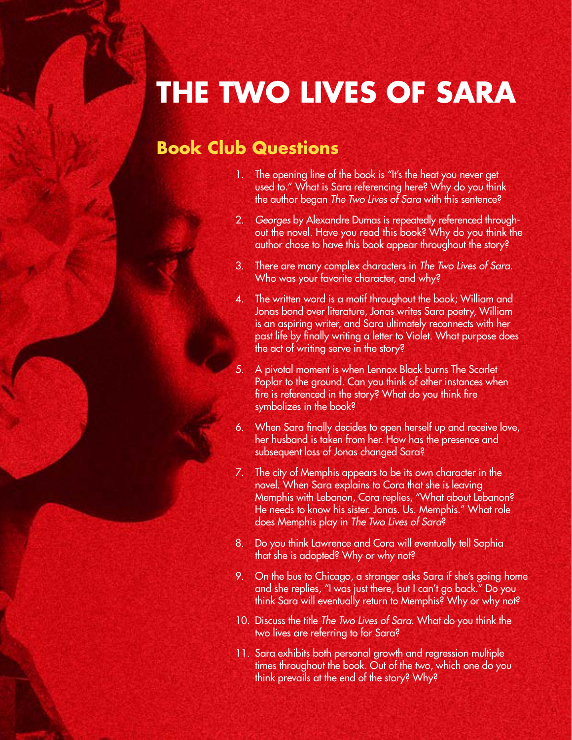# THE TWO LIVES OF SARA

## Book Club Questions

1. The opening line of the book is "It's the heat you never get used to." What is Sara referencing here? Why do you think the author began *The Two Lives of Sara* with this sentence?
2. *Georges* by Alexandre Dumas is repeatedly referenced throughout the novel. Have you read this book? Why do you think the author chose to have this book appear throughout the story?
3. There are many complex characters in *The Two Lives of Sara*. Who was your favorite character, and why?
4. The written word is a motif throughout the book; William and Jonas bond over literature, Jonas writes Sara poetry, William is an aspiring writer, and Sara ultimately reconnects with her past life by finally writing a letter to Violet. What purpose does the act of writing serve in the story?
5. A pivotal moment is when Lennox Black burns The Scarlet Poplar to the ground. Can you think of other instances when fire is referenced in the story? What do you think fire symbolizes in the book?
6. When Sara finally decides to open herself up and receive love, her husband is taken from her. How has the presence and subsequent loss of Jonas changed Sara?
7. The city of Memphis appears to be its own character in the novel. When Sara explains to Cora that she is leaving Memphis with Lebanon, Cora replies, "What about Lebanon? He needs to know his sister. Jonas. Us. Memphis." What role does Memphis play in *The Two Lives of Sara*?
8. Do you think Lawrence and Cora will eventually tell Sophia that she is adopted? Why or why not?
9. On the bus to Chicago, a stranger asks Sara if she's going home and she replies, "I was just there, but I can't go back." Do you think Sara will eventually return to Memphis? Why or why not?
10. Discuss the title *The Two Lives of Sara*. What do you think the two lives are referring to for Sara?
11. Sara exhibits both personal growth and regression multiple times throughout the book. Out of the two, which one do you think prevails at the end of the story? Why?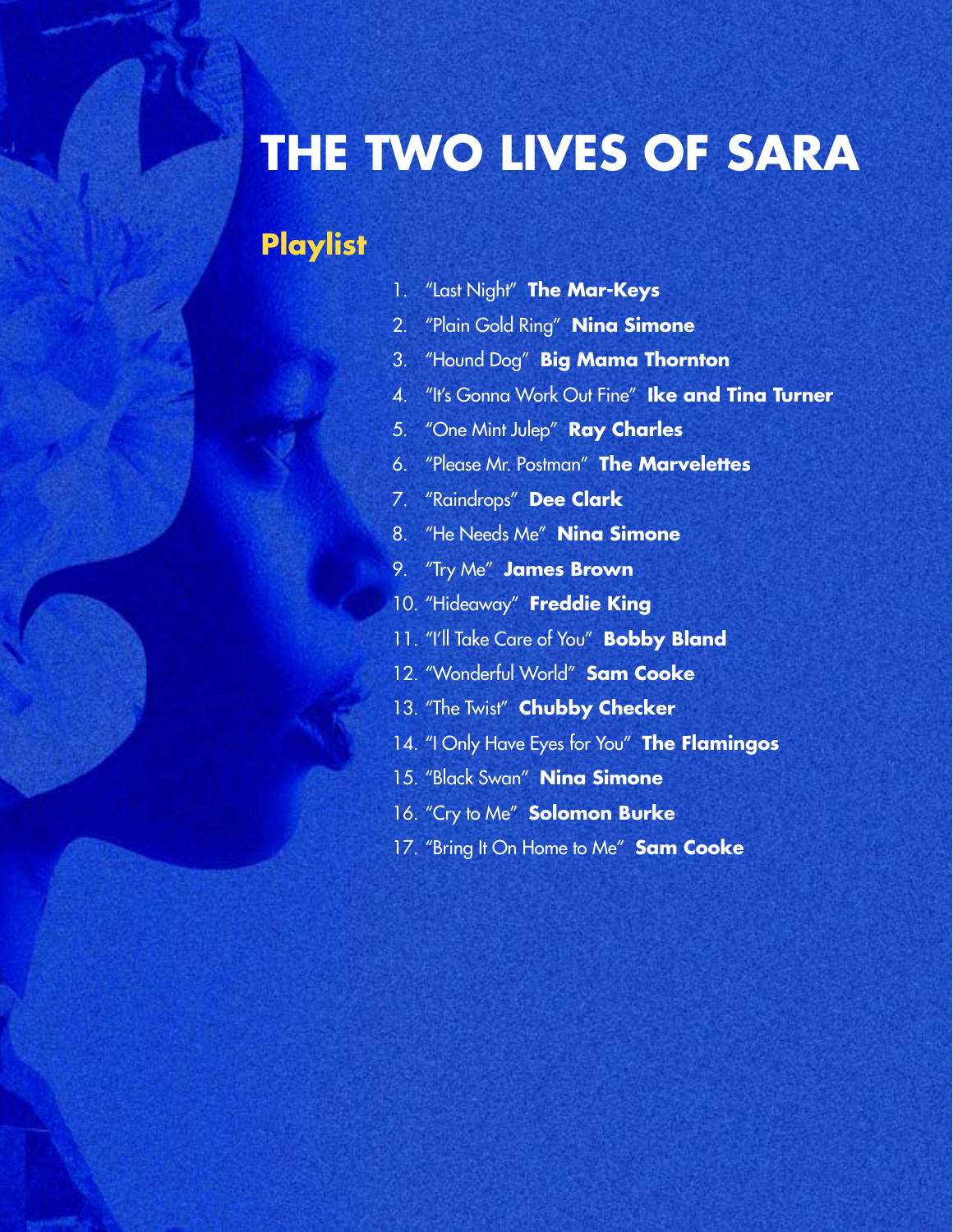# THE TWO LIVES OF SARA

## Playlist

1. "Last Night" **The Mar-Keys**
2. "Plain Gold Ring" **Nina Simone**
3. "Hound Dog" **Big Mama Thornton**
4. "It's Gonna Work Out Fine" **Ike and Tina Turner**
5. "One Mint Julep" **Ray Charles**
6. "Please Mr. Postman" **The Marvelettes**
7. "Raindrops" **Dee Clark**
8. "He Needs Me" **Nina Simone**
9. "Try Me" **James Brown**
10. "Hideaway" **Freddie King**
11. "I'll Take Care of You" **Bobby Bland**
12. "Wonderful World" **Sam Cooke**
13. "The Twist" **Chubby Checker**
14. "I Only Have Eyes for You" **The Flamingos**
15. "Black Swan" **Nina Simone**
16. "Cry to Me" **Solomon Burke**
17. "Bring It On Home to Me" **Sam Cooke**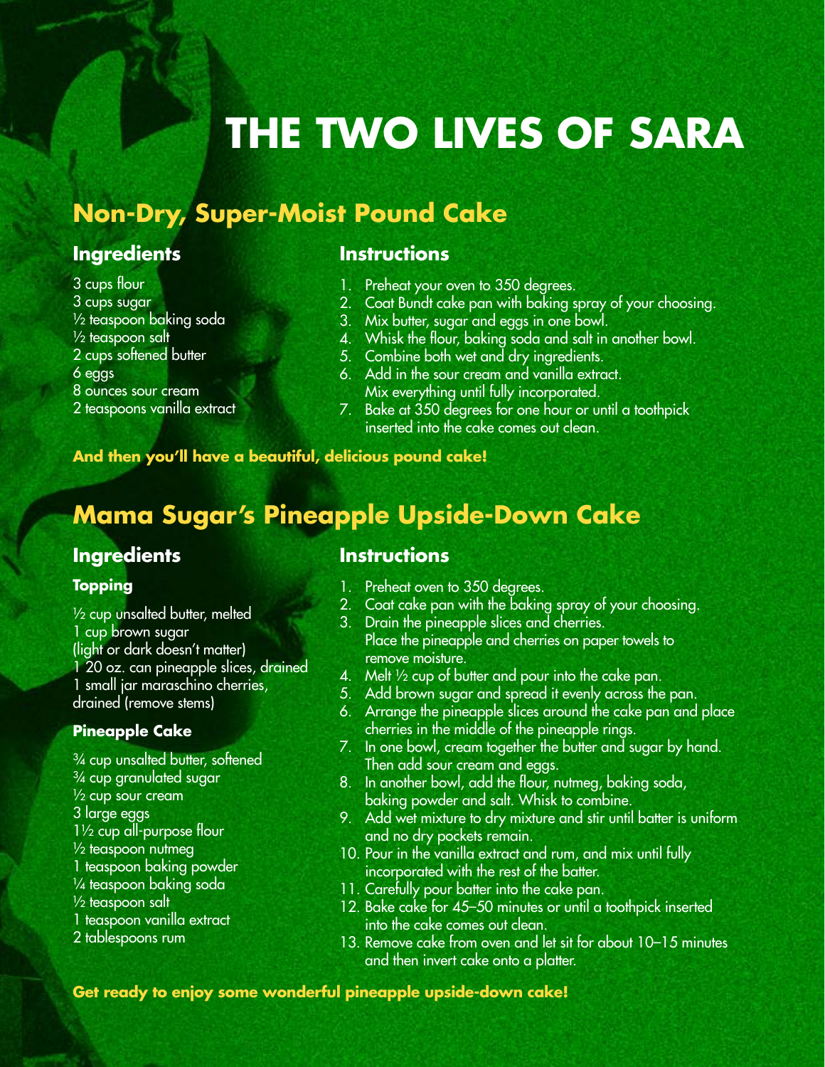# THE TWO LIVES OF SARA

## Non-Dry, Super-Moist Pound Cake

### Ingredients

3 cups flour
3 cups sugar
½ teaspoon baking soda
½ teaspoon salt
2 cups softened butter
6 eggs
8 ounces sour cream
2 teaspoons vanilla extract

### Instructions

1. Preheat your oven to 350 degrees.
2. Coat Bundt cake pan with baking spray of your choosing.
3. Mix butter, sugar and eggs in one bowl.
4. Whisk the flour, baking soda and salt in another bowl.
5. Combine both wet and dry ingredients.
6. Add in the sour cream and vanilla extract. Mix everything until fully incorporated.
7. Bake at 350 degrees for one hour or until a toothpick inserted into the cake comes out clean.

**And then you'll have a beautiful, delicious pound cake!**

## Mama Sugar's Pineapple Upside-Down Cake

### Ingredients

#### Topping

½ cup unsalted butter, melted
1 cup brown sugar (light or dark doesn't matter)
1 20 oz. can pineapple slices, drained
1 small jar maraschino cherries, drained (remove stems)

#### Pineapple Cake

¾ cup unsalted butter, softened
¾ cup granulated sugar
½ cup sour cream
3 large eggs
1½ cup all-purpose flour
½ teaspoon nutmeg
1 teaspoon baking powder
¼ teaspoon baking soda
½ teaspoon salt
1 teaspoon vanilla extract
2 tablespoons rum

### Instructions

1. Preheat oven to 350 degrees.
2. Coat cake pan with the baking spray of your choosing.
3. Drain the pineapple slices and cherries. Place the pineapple and cherries on paper towels to remove moisture.
4. Melt ½ cup of butter and pour into the cake pan.
5. Add brown sugar and spread it evenly across the pan.
6. Arrange the pineapple slices around the cake pan and place cherries in the middle of the pineapple rings.
7. In one bowl, cream together the butter and sugar by hand. Then add sour cream and eggs.
8. In another bowl, add the flour, nutmeg, baking soda, baking powder and salt. Whisk to combine.
9. Add wet mixture to dry mixture and stir until batter is uniform and no dry pockets remain.
10. Pour in the vanilla extract and rum, and mix until fully incorporated with the rest of the batter.
11. Carefully pour batter into the cake pan.
12. Bake cake for 45–50 minutes or until a toothpick inserted into the cake comes out clean.
13. Remove cake from oven and let sit for about 10–15 minutes and then invert cake onto a platter.

**Get ready to enjoy some wonderful pineapple upside-down cake!**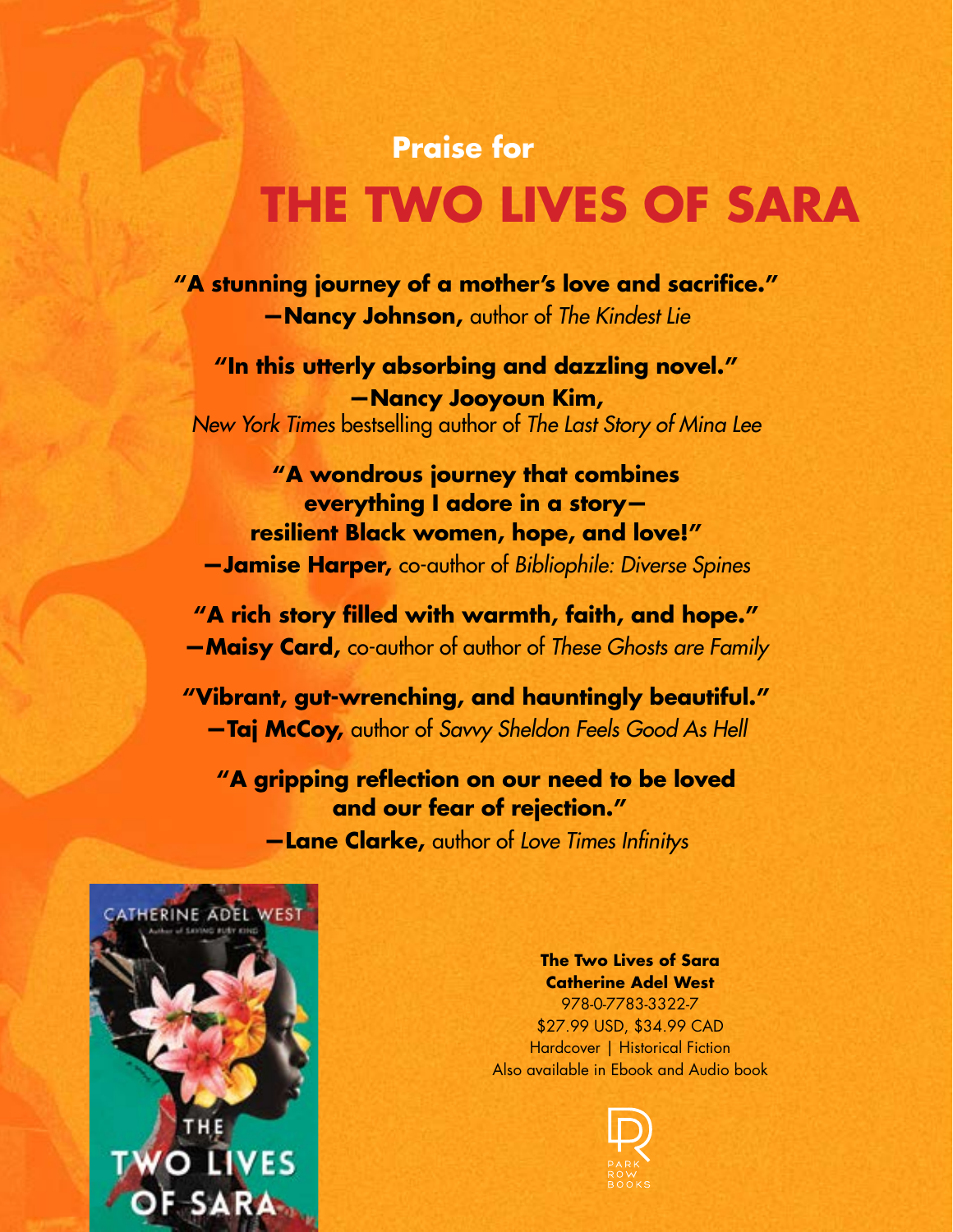**Praise for**

# THE TWO LIVES OF SARA

**"A stunning journey of a mother's love and sacrifice."**
**—Nancy Johnson,** author of *The Kindest Lie*

**"In this utterly absorbing and dazzling novel."**
**—Nancy Jooyoun Kim,**
*New York Times* bestselling author of *The Last Story of Mina Lee*

**"A wondrous journey that combines everything I adore in a story—resilient Black women, hope, and love!"**
**—Jamise Harper,** co-author of *Bibliophile: Diverse Spines*

**"A rich story filled with warmth, faith, and hope."**
**—Maisy Card,** co-author of author of *These Ghosts are Family*

**"Vibrant, gut-wrenching, and hauntingly beautiful."**
**—Taj McCoy,** author of *Savvy Sheldon Feels Good As Hell*

**"A gripping reflection on our need to be loved and our fear of rejection."**
**—Lane Clarke,** author of *Love Times Infinitys*

CATHERINE ADEL WEST
Author of SAVING RUBY KING
THE TWO LIVES OF SARA

**The Two Lives of Sara**
**Catherine Adel West**
978-0-7783-3322-7
$27.99 USD, $34.99 CAD
Hardcover | Historical Fiction
Also available in Ebook and Audio book

PARK ROW BOOKS